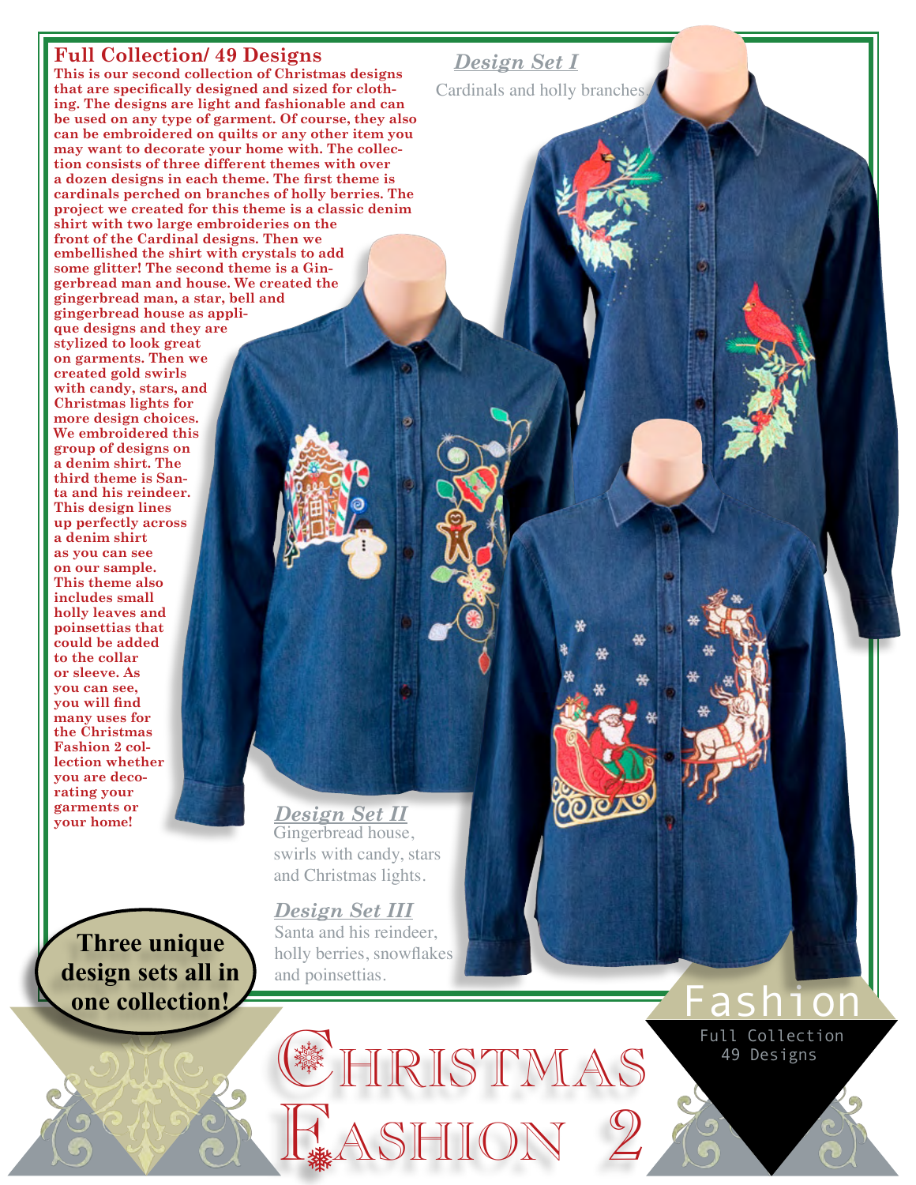## Full Collection/ 49 Designs

**This is our second collection of Christmas designs that are specifically designed and sized for clothing. The designs are light and fashionable and can be used on any type of garment. Of course, they also can be embroidered on quilts or any other item you may want to decorate your home with. The collection consists of three different themes with over a dozen designs in each theme. The first theme is cardinals perched on branches of holly berries. The project we created for this theme is a classic denim shirt with two large embroideries on the front of the Cardinal designs. Then we embellished the shirt with crystals to add some glitter! The second theme is a Gingerbread man and house. We created the gingerbread man, a star, bell and gingerbread house as applique designs and they are stylized to look great on garments. Then we created gold swirls with candy, stars, and Christmas lights for more design choices. We embroidered this group of designs on a denim shirt. The third theme is Santa and his reindeer. This design lines up perfectly across a denim shirt as you can see on our sample. This theme also includes small holly leaves and poinsettias that could be added to the collar or sleeve. As you can see, you will find many uses for the Christmas Fashion 2 collection whether you are decorating your garments or your home!**

### *Design Set I*

Cardinals and holly branches.

### *Design Set II*

Gingerbread house, swirls with candy, stars and Christmas lights.

### *Design Set III*

Santa and his reindeer, holly berries, snowflakes and poinsettias.

**Three unique design sets all in one collection!**

# Christmas Fashion 2

Fashion

Full Collection
49 Designs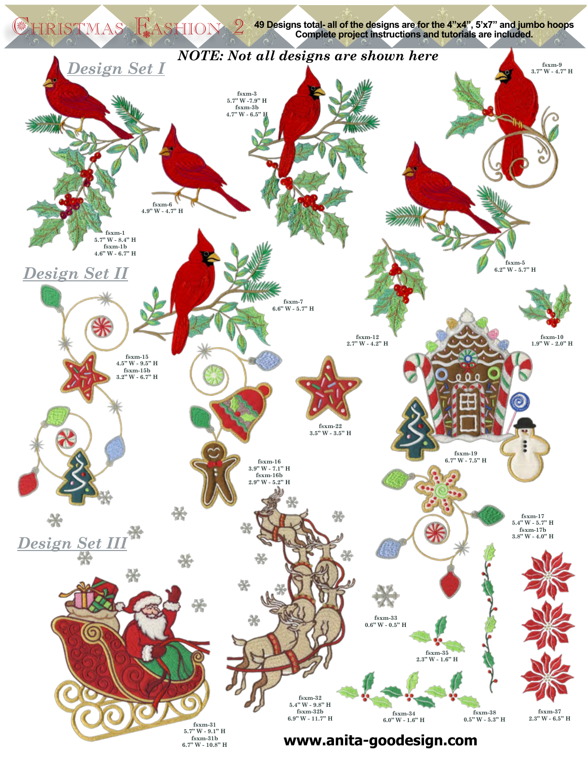# Christmas Fashion 2

**49 Designs total- all of the designs are for the 4"x4", 5'x7" and jumbo hoops**
**Complete project instructions and tutorials are included.**

***NOTE: Not all designs are shown here***

## Design Set I

fsxm-1
5.7" W - 8.4" H
fsxm-1b
4.6" W - 6.7" H

fsxm-6
4.9" W - 4.7" H

fsxm-3
5.7" W -7.9" H
fsxm-3b
4.7" W - 6.5" H

fsxm-9
3.7" W - 4.7" H

fsxm-5
6.2" W - 5.7" H

## Design Set II

fsxm-7
6.6" W - 5.7" H

fsxm-12
2.7" W - 4.2" H

fsxm-10
1.9" W - 2.0" H

fsxm-15
4.5" W - 9.5" H
fsxm-15b
3.2" W - 6.7" H

fsxm-22
3.5" W - 3.5" H

fsxm-19
6.7" W - 7.5" H

fsxm-16
3.9" W - 7.1" H
fsxm-16b
2.9" W - 5.2" H

fsxm-17
5.4" W - 5.7" H
fsxm-17b
3.8" W - 4.0" H

## Design Set III

fsxm-33
0.6" W - 0.5" H

fsxm-35
2.3" W - 1.6" H

fsxm-31
5.7" W - 9.1" H
fsxm-31b
6.7" W - 10.8" H

fsxm-32
5.4" W - 9.8" H
fsxm-32b
6.9" W - 11.7" H

fsxm-34
6.0" W - 1.6" H

fsxm-38
0.5" W - 5.3" H

fsxm-37
2.3" W - 6.5" H

**www.anita-goodesign.com**